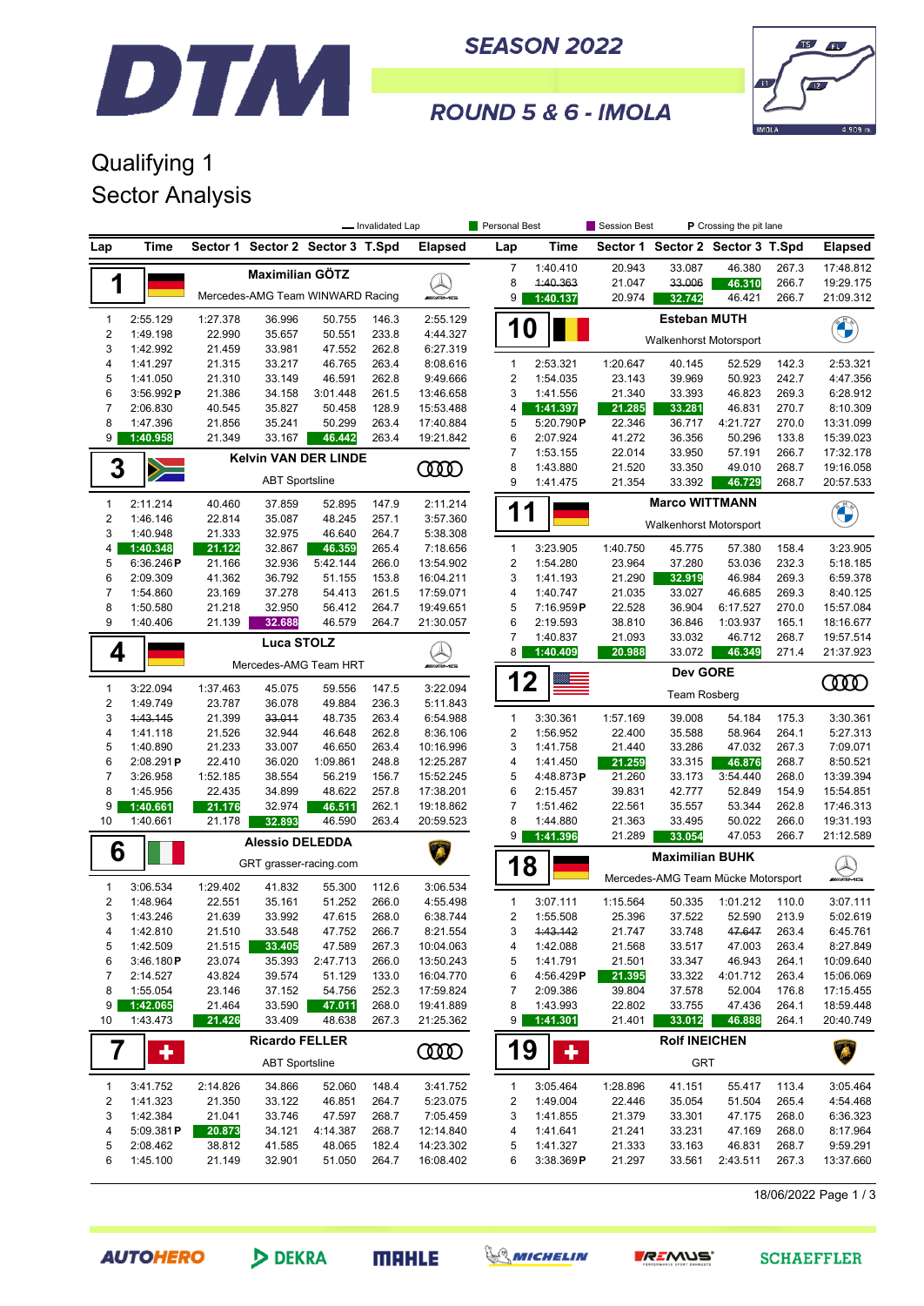# DTM SEASON 2022

## ROUND 5 & 6 - IMOLA

# Qualifying 1
## Sector Analysis

— Invalidated Lap | Personal Best | Session Best | P Crossing the pit lane

### 1 Maximilian GÖTZ — Mercedes-AMG Team WINWARD Racing

| Lap | Time | Sector 1 | Sector 2 | Sector 3 | T.Spd | Elapsed |
|---|---|---|---|---|---|---|
| 1 | 2:55.129 | 1:27.378 | 36.996 | 50.755 | 146.3 | 2:55.129 |
| 2 | 1:49.198 | 22.990 | 35.657 | 50.551 | 233.8 | 4:44.327 |
| 3 | 1:42.992 | 21.459 | 33.981 | 47.552 | 262.8 | 6:27.319 |
| 4 | 1:41.297 | 21.315 | 33.217 | 46.765 | 263.4 | 8:08.616 |
| 5 | 1:41.050 | 21.310 | 33.149 | 46.591 | 262.8 | 9:49.666 |
| 6 | 3:56.992 P | 21.386 | 34.158 | 3:01.448 | 261.5 | 13:46.658 |
| 7 | 2:06.830 | 40.545 | 35.827 | 50.458 | 128.9 | 15:53.488 |
| 8 | 1:47.396 | 21.856 | 35.241 | 50.299 | 263.4 | 17:40.884 |
| 9 | 1:40.958 | 21.349 | 33.167 | 46.442 | 263.4 | 19:21.842 |

### 3 Kelvin VAN DER LINDE — ABT Sportsline

| Lap | Time | Sector 1 | Sector 2 | Sector 3 | T.Spd | Elapsed |
|---|---|---|---|---|---|---|
| 1 | 2:11.214 | 40.460 | 37.859 | 52.895 | 147.9 | 2:11.214 |
| 2 | 1:46.146 | 22.814 | 35.087 | 48.245 | 257.1 | 3:57.360 |
| 3 | 1:40.948 | 21.333 | 32.975 | 46.640 | 264.7 | 5:38.308 |
| 4 | 1:40.348 | 21.122 | 32.867 | 46.359 | 265.4 | 7:18.656 |
| 5 | 6:36.246 P | 21.166 | 32.936 | 5:42.144 | 266.0 | 13:54.902 |
| 6 | 2:09.309 | 41.362 | 36.792 | 51.155 | 153.8 | 16:04.211 |
| 7 | 1:54.860 | 23.169 | 37.278 | 54.413 | 261.5 | 17:59.071 |
| 8 | 1:50.580 | 21.218 | 32.950 | 56.412 | 264.7 | 19:49.651 |
| 9 | 1:40.406 | 21.139 | 32.688 | 46.579 | 264.7 | 21:30.057 |

### 4 Luca STOLZ — Mercedes-AMG Team HRT

| Lap | Time | Sector 1 | Sector 2 | Sector 3 | T.Spd | Elapsed |
|---|---|---|---|---|---|---|
| 1 | 3:22.094 | 1:37.463 | 45.075 | 59.556 | 147.5 | 3:22.094 |
| 2 | 1:49.749 | 23.787 | 36.078 | 49.884 | 236.3 | 5:11.843 |
| 3 | ~~1:43.145~~ | 21.399 | ~~33.011~~ | 48.735 | 263.4 | 6:54.988 |
| 4 | 1:41.118 | 21.526 | 32.944 | 46.648 | 262.8 | 8:36.106 |
| 5 | 1:40.890 | 21.233 | 33.007 | 46.650 | 263.4 | 10:16.996 |
| 6 | 2:08.291 P | 22.410 | 36.020 | 1:09.861 | 248.8 | 12:25.287 |
| 7 | 3:26.958 | 1:52.185 | 38.554 | 56.219 | 156.7 | 15:52.245 |
| 8 | 1:45.956 | 22.435 | 34.899 | 48.622 | 257.8 | 17:38.201 |
| 9 | 1:40.661 | 21.176 | 32.974 | 46.511 | 262.1 | 19:18.862 |
| 10 | 1:40.661 | 21.178 | 32.893 | 46.590 | 263.4 | 20:59.523 |

### 6 Alessio DELEDDA — GRT grasser-racing.com

| Lap | Time | Sector 1 | Sector 2 | Sector 3 | T.Spd | Elapsed |
|---|---|---|---|---|---|---|
| 1 | 3:06.534 | 1:29.402 | 41.832 | 55.300 | 112.6 | 3:06.534 |
| 2 | 1:48.964 | 22.551 | 35.161 | 51.252 | 266.0 | 4:55.498 |
| 3 | 1:43.246 | 21.639 | 33.992 | 47.615 | 268.0 | 6:38.744 |
| 4 | 1:42.810 | 21.510 | 33.548 | 47.752 | 266.7 | 8:21.554 |
| 5 | 1:42.509 | 21.515 | 33.405 | 47.589 | 267.3 | 10:04.063 |
| 6 | 3:46.180 P | 23.074 | 35.393 | 2:47.713 | 266.0 | 13:50.243 |
| 7 | 2:14.527 | 43.824 | 39.574 | 51.129 | 133.0 | 16:04.770 |
| 8 | 1:55.054 | 23.146 | 37.152 | 54.756 | 252.3 | 17:59.824 |
| 9 | 1:42.065 | 21.464 | 33.590 | 47.011 | 268.0 | 19:41.889 |
| 10 | 1:43.473 | 21.426 | 33.409 | 48.638 | 267.3 | 21:25.362 |

### 7 Ricardo FELLER — ABT Sportsline

| Lap | Time | Sector 1 | Sector 2 | Sector 3 | T.Spd | Elapsed |
|---|---|---|---|---|---|---|
| 1 | 3:41.752 | 2:14.826 | 34.866 | 52.060 | 148.4 | 3:41.752 |
| 2 | 1:41.323 | 21.350 | 33.122 | 46.851 | 264.7 | 5:23.075 |
| 3 | 1:42.384 | 21.041 | 33.746 | 47.597 | 268.7 | 7:05.459 |
| 4 | 5:09.381 P | 20.873 | 34.121 | 4:14.387 | 268.7 | 12:14.840 |
| 5 | 2:08.462 | 38.812 | 41.585 | 48.065 | 182.4 | 14:23.302 |
| 6 | 1:45.100 | 21.149 | 32.901 | 51.050 | 264.7 | 16:08.402 |
| 7 | 1:40.410 | 20.943 | 33.087 | 46.380 | 267.3 | 17:48.812 |
| 8 | ~~1:40.363~~ | 21.047 | ~~33.006~~ | 46.310 | 266.7 | 19:29.175 |
| 9 | 1:40.137 | 20.974 | 32.742 | 46.421 | 266.7 | 21:09.312 |

### 10 Esteban MUTH — Walkenhorst Motorsport

| Lap | Time | Sector 1 | Sector 2 | Sector 3 | T.Spd | Elapsed |
|---|---|---|---|---|---|---|
| 1 | 2:53.321 | 1:20.647 | 40.145 | 52.529 | 142.3 | 2:53.321 |
| 2 | 1:54.035 | 23.143 | 39.969 | 50.923 | 242.7 | 4:47.356 |
| 3 | 1:41.556 | 21.340 | 33.393 | 46.823 | 269.3 | 6:28.912 |
| 4 | 1:41.397 | 21.285 | 33.281 | 46.831 | 270.7 | 8:10.309 |
| 5 | 5:20.790 P | 22.346 | 36.717 | 4:21.727 | 270.0 | 13:31.099 |
| 6 | 2:07.924 | 41.272 | 36.356 | 50.296 | 133.8 | 15:39.023 |
| 7 | 1:53.155 | 22.014 | 33.950 | 57.191 | 266.7 | 17:32.178 |
| 8 | 1:43.880 | 21.520 | 33.350 | 49.010 | 268.7 | 19:16.058 |
| 9 | 1:41.475 | 21.354 | 33.392 | 46.729 | 268.7 | 20:57.533 |

### 11 Marco WITTMANN — Walkenhorst Motorsport

| Lap | Time | Sector 1 | Sector 2 | Sector 3 | T.Spd | Elapsed |
|---|---|---|---|---|---|---|
| 1 | 3:23.905 | 1:40.750 | 45.775 | 57.380 | 158.4 | 3:23.905 |
| 2 | 1:54.280 | 23.964 | 37.280 | 53.036 | 232.3 | 5:18.185 |
| 3 | 1:41.193 | 21.290 | 32.919 | 46.984 | 269.3 | 6:59.378 |
| 4 | 1:40.747 | 21.035 | 33.027 | 46.685 | 269.3 | 8:40.125 |
| 5 | 7:16.959 P | 22.528 | 36.904 | 6:17.527 | 270.0 | 15:57.084 |
| 6 | 2:19.593 | 38.810 | 36.846 | 1:03.937 | 165.1 | 18:16.677 |
| 7 | 1:40.837 | 21.093 | 33.032 | 46.712 | 268.7 | 19:57.514 |
| 8 | 1:40.409 | 20.988 | 33.072 | 46.349 | 271.4 | 21:37.923 |

### 12 Dev GORE — Team Rosberg

| Lap | Time | Sector 1 | Sector 2 | Sector 3 | T.Spd | Elapsed |
|---|---|---|---|---|---|---|
| 1 | 3:30.361 | 1:57.169 | 39.008 | 54.184 | 175.3 | 3:30.361 |
| 2 | 1:56.952 | 22.400 | 35.588 | 58.964 | 264.1 | 5:27.313 |
| 3 | 1:41.758 | 21.440 | 33.286 | 47.032 | 267.3 | 7:09.071 |
| 4 | 1:41.450 | 21.259 | 33.315 | 46.876 | 267.3 | 8:50.521 |
| 5 | 4:48.873 P | 21.260 | 33.173 | 3:54.440 | 268.0 | 13:39.394 |
| 6 | 2:15.457 | 39.831 | 42.777 | 52.849 | 154.9 | 15:54.851 |
| 7 | 1:51.462 | 22.561 | 35.557 | 53.344 | 262.8 | 17:46.313 |
| 8 | 1:44.880 | 21.363 | 33.495 | 50.022 | 266.0 | 19:31.193 |
| 9 | 1:41.396 | 21.289 | 33.054 | 47.053 | 266.7 | 21:12.589 |

### 18 Maximilian BUHK — Mercedes-AMG Team Mücke Motorsport

| Lap | Time | Sector 1 | Sector 2 | Sector 3 | T.Spd | Elapsed |
|---|---|---|---|---|---|---|
| 1 | 3:07.111 | 1:15.564 | 50.335 | 1:01.212 | 110.0 | 3:07.111 |
| 2 | 1:55.508 | 25.396 | 37.522 | 52.590 | 213.9 | 5:02.619 |
| 3 | ~~1:43.142~~ | 21.747 | 33.748 | ~~47.647~~ | 264.7 | 6:45.761 |
| 4 | 1:42.088 | 21.568 | 33.517 | 47.003 | 263.4 | 8:27.849 |
| 5 | 1:41.791 | 21.501 | 33.347 | 46.943 | 264.1 | 10:09.640 |
| 6 | 4:56.429 P | 21.395 | 33.322 | 4:01.712 | 263.4 | 15:06.069 |
| 7 | 2:09.386 | 39.804 | 37.578 | 52.004 | 176.8 | 17:15.455 |
| 8 | 1:43.993 | 22.802 | 33.755 | 47.436 | 264.1 | 18:59.448 |
| 9 | 1:41.301 | 21.401 | 33.012 | 46.888 | 264.1 | 20:40.749 |

### 19 Rolf INEICHEN — GRT

| Lap | Time | Sector 1 | Sector 2 | Sector 3 | T.Spd | Elapsed |
|---|---|---|---|---|---|---|
| 1 | 3:05.464 | 1:28.896 | 41.151 | 55.417 | 113.4 | 3:05.464 |
| 2 | 1:49.004 | 22.446 | 35.054 | 51.504 | 265.4 | 4:54.468 |
| 3 | 1:41.855 | 21.379 | 33.301 | 47.175 | 268.0 | 6:36.323 |
| 4 | 1:41.641 | 21.241 | 33.231 | 47.169 | 268.0 | 8:17.964 |
| 5 | 1:41.327 | 21.333 | 33.163 | 46.831 | 268.7 | 9:59.291 |
| 6 | 3:38.369 P | 21.297 | 33.561 | 2:43.511 | 267.3 | 13:37.660 |

18/06/2022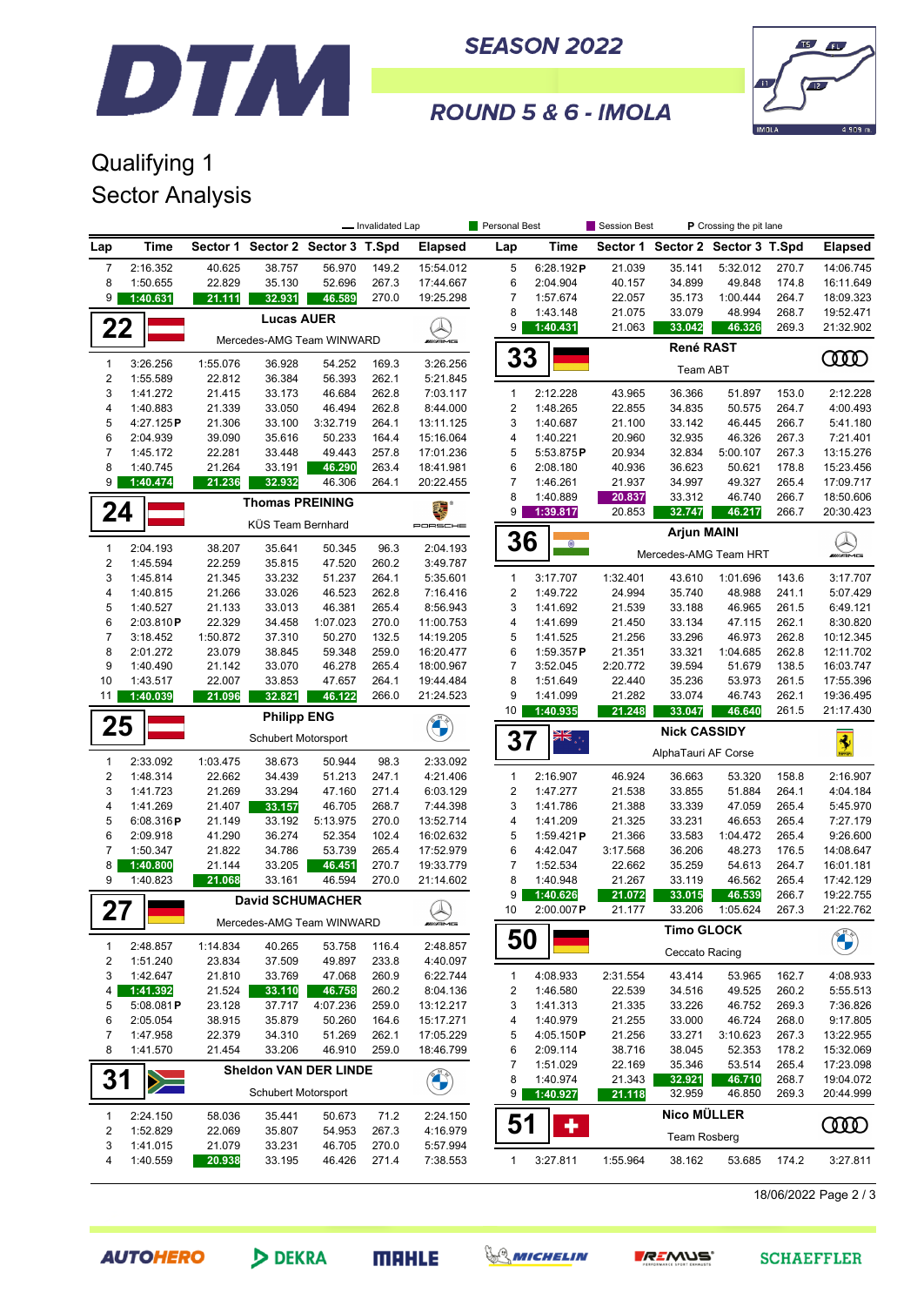# DTM SEASON 2022

## ROUND 5 & 6 - IMOLA

# Qualifying 1

# Sector Analysis

— Invalidated Lap | Personal Best | Session Best | P Crossing the pit lane

| Lap | Time | Sector 1 | Sector 2 | Sector 3 | T.Spd | Elapsed |
|---|---|---|---|---|---|---|
| 7 | 2:16.352 | 40.625 | 38.757 | 56.970 | 149.2 | 15:54.012 |
| 8 | 1:50.655 | 22.829 | 35.130 | 52.696 | 267.3 | 17:44.667 |
| 9 | 1:40.631 | 21.111 | 32.931 | 46.589 | 270.0 | 19:25.298 |

### 22 Lucas AUER — Mercedes-AMG Team WINWARD

| Lap | Time | Sector 1 | Sector 2 | Sector 3 | T.Spd | Elapsed |
|---|---|---|---|---|---|---|
| 1 | 3:26.256 | 1:55.076 | 36.928 | 54.252 | 169.3 | 3:26.256 |
| 2 | 1:55.589 | 22.812 | 36.384 | 56.393 | 262.1 | 5:21.845 |
| 3 | 1:41.272 | 21.415 | 33.173 | 46.684 | 262.8 | 7:03.117 |
| 4 | 1:40.883 | 21.339 | 33.050 | 46.494 | 262.8 | 8:44.000 |
| 5 | 4:27.125P | 21.306 | 33.100 | 3:32.719 | 264.1 | 13:11.125 |
| 6 | 2:04.939 | 39.090 | 35.616 | 50.233 | 164.4 | 15:16.064 |
| 7 | 1:45.172 | 22.281 | 33.448 | 49.443 | 257.8 | 17:01.236 |
| 8 | 1:40.745 | 21.264 | 33.191 | 46.290 | 263.4 | 18:41.981 |
| 9 | 1:40.474 | 21.236 | 32.932 | 46.306 | 264.1 | 20:22.455 |

### 24 Thomas PREINING — KÜS Team Bernhard

| Lap | Time | Sector 1 | Sector 2 | Sector 3 | T.Spd | Elapsed |
|---|---|---|---|---|---|---|
| 1 | 2:04.193 | 38.207 | 35.641 | 50.345 | 96.3 | 2:04.193 |
| 2 | 1:45.594 | 22.259 | 35.815 | 47.520 | 260.2 | 3:49.787 |
| 3 | 1:45.814 | 21.345 | 33.232 | 51.237 | 264.1 | 5:35.601 |
| 4 | 1:40.815 | 21.266 | 33.026 | 46.523 | 262.8 | 7:16.416 |
| 5 | 1:40.527 | 21.133 | 33.013 | 46.381 | 265.4 | 8:56.943 |
| 6 | 2:03.810P | 22.329 | 34.458 | 1:07.023 | 270.0 | 11:00.753 |
| 7 | 3:18.452 | 1:50.872 | 37.310 | 50.270 | 132.5 | 14:19.205 |
| 8 | 2:01.272 | 23.079 | 38.845 | 59.348 | 259.0 | 16:20.477 |
| 9 | 1:40.490 | 21.142 | 33.070 | 46.278 | 265.4 | 18:00.967 |
| 10 | 1:43.517 | 22.007 | 33.853 | 47.657 | 264.1 | 19:44.484 |
| 11 | 1:40.039 | 21.096 | 32.821 | 46.122 | 266.0 | 21:24.523 |

### 25 Philipp ENG — Schubert Motorsport

| Lap | Time | Sector 1 | Sector 2 | Sector 3 | T.Spd | Elapsed |
|---|---|---|---|---|---|---|
| 1 | 2:33.092 | 1:03.475 | 38.673 | 50.944 | 98.3 | 2:33.092 |
| 2 | 1:48.314 | 22.662 | 34.439 | 51.213 | 247.1 | 4:21.406 |
| 3 | 1:41.723 | 21.269 | 33.294 | 47.160 | 271.4 | 6:03.129 |
| 4 | 1:41.269 | 21.407 | 33.157 | 46.705 | 268.7 | 7:44.398 |
| 5 | 6:08.316P | 21.149 | 33.192 | 5:13.975 | 270.0 | 13:52.714 |
| 6 | 2:09.918 | 41.290 | 36.274 | 52.354 | 102.4 | 16:02.632 |
| 7 | 1:50.347 | 21.822 | 34.786 | 53.739 | 265.4 | 17:52.979 |
| 8 | 1:40.800 | 21.144 | 33.205 | 46.451 | 270.7 | 19:33.779 |
| 9 | 1:40.823 | 21.068 | 33.161 | 46.594 | 270.0 | 21:14.602 |

### 27 David SCHUMACHER — Mercedes-AMG Team WINWARD

| Lap | Time | Sector 1 | Sector 2 | Sector 3 | T.Spd | Elapsed |
|---|---|---|---|---|---|---|
| 1 | 2:48.857 | 1:14.834 | 40.265 | 53.758 | 116.4 | 2:48.857 |
| 2 | 1:51.240 | 23.834 | 37.509 | 49.897 | 233.8 | 4:40.097 |
| 3 | 1:42.647 | 21.810 | 33.769 | 47.068 | 260.9 | 6:22.744 |
| 4 | 1:41.392 | 21.524 | 33.110 | 46.758 | 260.2 | 8:04.136 |
| 5 | 5:08.081P | 23.128 | 37.717 | 4:07.236 | 259.0 | 13:12.217 |
| 6 | 2:05.054 | 38.915 | 35.879 | 50.260 | 164.6 | 15:17.271 |
| 7 | 1:47.958 | 22.379 | 34.310 | 51.269 | 262.1 | 17:05.229 |
| 8 | 1:41.570 | 21.454 | 33.206 | 46.910 | 259.0 | 18:46.799 |

### 31 Sheldon VAN DER LINDE — Schubert Motorsport

| Lap | Time | Sector 1 | Sector 2 | Sector 3 | T.Spd | Elapsed |
|---|---|---|---|---|---|---|
| 1 | 2:24.150 | 58.036 | 35.441 | 50.673 | 71.2 | 2:24.150 |
| 2 | 1:52.829 | 22.069 | 35.807 | 54.953 | 267.3 | 4:16.979 |
| 3 | 1:41.015 | 21.079 | 33.231 | 46.705 | 270.0 | 5:57.994 |
| 4 | 1:40.559 | 20.938 | 33.195 | 46.426 | 271.4 | 7:38.553 |
| 5 | 6:28.192P | 21.039 | 35.141 | 5:32.012 | 270.7 | 14:06.745 |
| 6 | 2:04.904 | 40.157 | 34.899 | 49.848 | 174.8 | 16:11.649 |
| 7 | 1:57.674 | 22.057 | 35.173 | 1:00.444 | 264.7 | 18:09.323 |
| 8 | 1:43.148 | 21.075 | 33.079 | 48.994 | 268.7 | 19:52.471 |
| 9 | 1:40.431 | 21.063 | 33.042 | 46.326 | 269.3 | 21:32.902 |

### 33 René RAST — Team ABT

| Lap | Time | Sector 1 | Sector 2 | Sector 3 | T.Spd | Elapsed |
|---|---|---|---|---|---|---|
| 1 | 2:12.228 | 43.965 | 36.366 | 51.897 | 153.0 | 2:12.228 |
| 2 | 1:48.265 | 22.855 | 34.835 | 50.575 | 264.7 | 4:00.493 |
| 3 | 1:40.687 | 21.100 | 33.142 | 46.445 | 266.7 | 5:41.180 |
| 4 | 1:40.221 | 20.960 | 32.935 | 46.326 | 267.3 | 7:21.401 |
| 5 | 5:53.875P | 20.934 | 32.834 | 5:00.107 | 267.3 | 13:15.276 |
| 6 | 2:08.180 | 40.936 | 36.623 | 50.621 | 178.8 | 15:23.456 |
| 7 | 1:46.261 | 21.937 | 34.997 | 49.327 | 265.4 | 17:09.717 |
| 8 | 1:40.889 | 20.837 | 33.312 | 46.740 | 266.7 | 18:50.606 |
| 9 | 1:39.817 | 20.853 | 32.747 | 46.217 | 266.7 | 20:30.423 |

### 36 Arjun MAINI — Mercedes-AMG Team HRT

| Lap | Time | Sector 1 | Sector 2 | Sector 3 | T.Spd | Elapsed |
|---|---|---|---|---|---|---|
| 1 | 3:17.707 | 1:32.401 | 43.610 | 1:01.696 | 143.6 | 3:17.707 |
| 2 | 1:49.722 | 24.994 | 35.740 | 48.988 | 241.1 | 5:07.429 |
| 3 | 1:41.692 | 21.539 | 33.188 | 46.965 | 261.5 | 6:49.121 |
| 4 | 1:41.699 | 21.450 | 33.134 | 47.115 | 262.1 | 8:30.820 |
| 5 | 1:41.525 | 21.256 | 33.296 | 46.973 | 262.8 | 10:12.345 |
| 6 | 1:59.357P | 21.351 | 33.321 | 1:04.685 | 262.8 | 12:11.702 |
| 7 | 3:52.045 | 2:20.772 | 39.594 | 51.679 | 138.5 | 16:03.747 |
| 8 | 1:51.649 | 22.440 | 35.236 | 53.973 | 261.5 | 17:55.396 |
| 9 | 1:41.099 | 21.282 | 33.074 | 46.743 | 262.1 | 19:36.495 |
| 10 | 1:40.935 | 21.248 | 33.047 | 46.640 | 261.5 | 21:17.430 |

### 37 Nick CASSIDY — AlphaTauri AF Corse

| Lap | Time | Sector 1 | Sector 2 | Sector 3 | T.Spd | Elapsed |
|---|---|---|---|---|---|---|
| 1 | 2:16.907 | 46.924 | 36.663 | 53.320 | 158.8 | 2:16.907 |
| 2 | 1:47.277 | 21.538 | 33.855 | 51.884 | 264.1 | 4:04.184 |
| 3 | 1:41.786 | 21.388 | 33.339 | 47.059 | 265.4 | 5:45.970 |
| 4 | 1:41.209 | 21.325 | 33.231 | 46.653 | 265.4 | 7:27.179 |
| 5 | 1:59.421P | 21.366 | 33.583 | 1:04.472 | 265.4 | 9:26.600 |
| 6 | 4:42.047 | 3:17.568 | 36.206 | 48.273 | 176.5 | 14:08.647 |
| 7 | 1:52.534 | 22.662 | 35.259 | 54.613 | 264.7 | 16:01.181 |
| 8 | 1:40.948 | 21.267 | 33.119 | 46.562 | 265.4 | 17:42.129 |
| 9 | 1:40.626 | 21.072 | 33.015 | 46.539 | 266.7 | 19:22.755 |
| 10 | 2:00.007P | 21.177 | 33.206 | 1:05.624 | 267.3 | 21:22.762 |

### 50 Timo GLOCK — Ceccato Racing

| Lap | Time | Sector 1 | Sector 2 | Sector 3 | T.Spd | Elapsed |
|---|---|---|---|---|---|---|
| 1 | 4:08.933 | 2:31.554 | 43.414 | 53.965 | 162.7 | 4:08.933 |
| 2 | 1:46.580 | 22.539 | 34.516 | 49.525 | 260.2 | 5:55.513 |
| 3 | 1:41.313 | 21.335 | 33.226 | 46.752 | 269.3 | 7:36.826 |
| 4 | 1:40.979 | 21.255 | 33.000 | 46.724 | 268.0 | 9:17.805 |
| 5 | 4:05.150P | 21.256 | 33.271 | 3:10.623 | 267.3 | 13:22.955 |
| 6 | 2:09.114 | 38.716 | 38.045 | 52.353 | 178.2 | 15:32.069 |
| 7 | 1:51.029 | 22.169 | 35.346 | 53.514 | 265.4 | 17:23.098 |
| 8 | 1:40.974 | 21.343 | 32.921 | 46.710 | 268.7 | 19:04.072 |
| 9 | 1:40.927 | 21.118 | 32.959 | 46.850 | 269.3 | 20:44.999 |

### 51 Nico MÜLLER — Team Rosberg

| Lap | Time | Sector 1 | Sector 2 | Sector 3 | T.Spd | Elapsed |
|---|---|---|---|---|---|---|
| 1 | 3:27.811 | 1:55.964 | 38.162 | 53.685 | 174.2 | 3:27.811 |

18/06/2022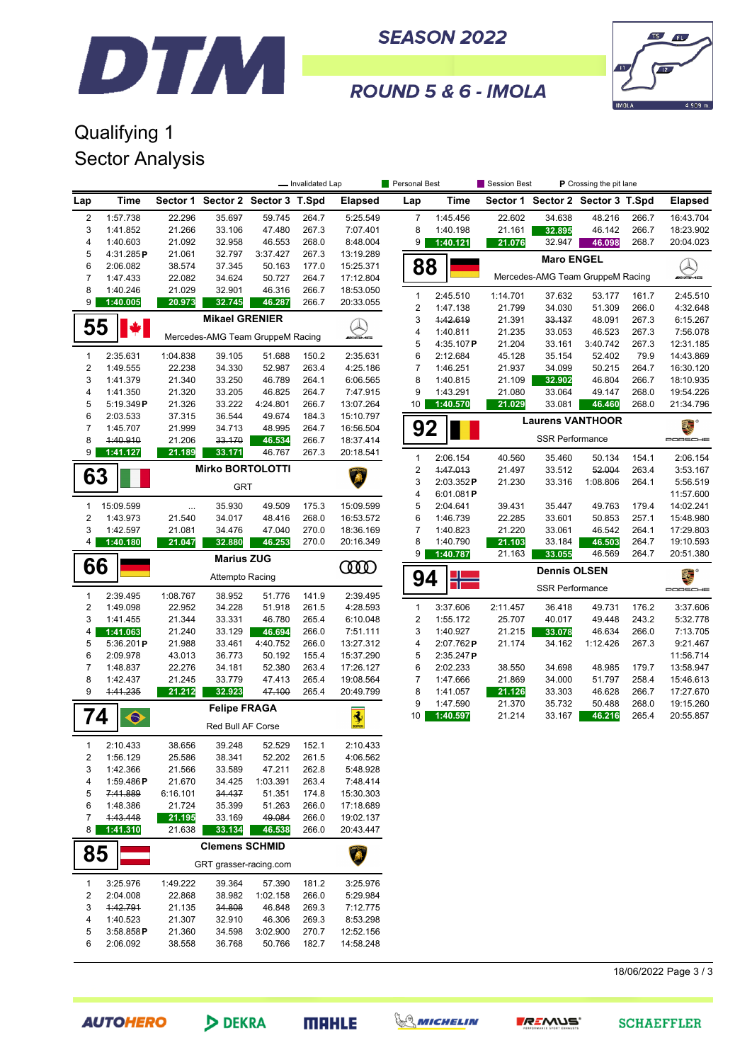# DTM

SEASON 2022

ROUND 5 & 6 - IMOLA

## Qualifying 1
## Sector Analysis

— Invalidated Lap | Personal Best | Session Best | P Crossing the pit lane

(continued)

| Lap | Time | Sector 1 | Sector 2 | Sector 3 | T.Spd | Elapsed |
|---|---|---|---|---|---|---|
| 2 | 1:57.738 | 22.296 | 35.697 | 59.745 | 264.7 | 5:25.549 |
| 3 | 1:41.852 | 21.266 | 33.106 | 47.480 | 267.3 | 7:07.401 |
| 4 | 1:40.603 | 21.092 | 32.958 | 46.553 | 268.0 | 8:48.004 |
| 5 | 4:31.285 P | 21.061 | 32.797 | 3:37.427 | 267.3 | 13:19.289 |
| 6 | 2:06.082 | 38.574 | 37.345 | 50.163 | 177.0 | 15:25.371 |
| 7 | 1:47.433 | 22.082 | 34.624 | 50.727 | 264.7 | 17:12.804 |
| 8 | 1:40.246 | 21.029 | 32.901 | 46.316 | 266.7 | 18:53.050 |
| 9 | 1:40.005 | 20.973 | 32.745 | 46.287 | 266.7 | 20:33.055 |

### 55 Mikael GRENIER — Mercedes-AMG Team GruppeM Racing

| Lap | Time | Sector 1 | Sector 2 | Sector 3 | T.Spd | Elapsed |
|---|---|---|---|---|---|---|
| 1 | 2:35.631 | 1:04.838 | 39.105 | 51.688 | 150.2 | 2:35.631 |
| 2 | 1:49.555 | 22.238 | 34.330 | 52.987 | 263.4 | 4:25.186 |
| 3 | 1:41.379 | 21.340 | 33.250 | 46.789 | 264.1 | 6:06.565 |
| 4 | 1:41.350 | 21.320 | 33.205 | 46.825 | 264.7 | 7:47.915 |
| 5 | 5:19.349 P | 21.326 | 33.222 | 4:24.801 | 266.7 | 13:07.264 |
| 6 | 2:03.533 | 37.315 | 36.544 | 49.674 | 184.3 | 15:10.797 |
| 7 | 1:45.707 | 21.999 | 34.713 | 48.995 | 264.7 | 16:56.504 |
| 8 | ~~1:40.910~~ | 21.206 | ~~33.170~~ | 46.534 | 266.7 | 18:37.414 |
| 9 | 1:41.127 | 21.189 | 33.171 | 46.767 | 267.3 | 20:18.541 |

### 63 Mirko BORTOLOTTI — GRT

| Lap | Time | Sector 1 | Sector 2 | Sector 3 | T.Spd | Elapsed |
|---|---|---|---|---|---|---|
| 1 | 15:09.599 | ... | 35.930 | 49.509 | 175.3 | 15:09.599 |
| 2 | 1:43.973 | 21.540 | 34.017 | 48.416 | 268.0 | 16:53.572 |
| 3 | 1:42.597 | 21.081 | 34.476 | 47.040 | 270.0 | 18:36.169 |
| 4 | 1:40.180 | 21.047 | 32.880 | 46.253 | 270.0 | 20:16.349 |

### 66 Marius ZUG — Attempto Racing

| Lap | Time | Sector 1 | Sector 2 | Sector 3 | T.Spd | Elapsed |
|---|---|---|---|---|---|---|
| 1 | 2:39.495 | 1:08.767 | 38.952 | 51.776 | 141.9 | 2:39.495 |
| 2 | 1:49.098 | 22.952 | 34.228 | 51.918 | 261.5 | 4:28.593 |
| 3 | 1:41.455 | 21.344 | 33.331 | 46.780 | 265.4 | 6:10.048 |
| 4 | 1:41.063 | 21.240 | 33.129 | 46.694 | 266.0 | 7:51.111 |
| 5 | 5:36.201 P | 21.988 | 33.461 | 4:40.752 | 266.0 | 13:27.312 |
| 6 | 2:09.978 | 43.013 | 36.773 | 50.192 | 155.4 | 15:37.290 |
| 7 | 1:48.837 | 22.276 | 34.181 | 52.380 | 263.4 | 17:26.127 |
| 8 | 1:42.437 | 21.245 | 33.779 | 47.413 | 265.4 | 19:08.564 |
| 9 | ~~1:41.235~~ | 21.212 | 32.923 | ~~47.100~~ | 265.4 | 20:49.799 |

### 74 Felipe FRAGA — Red Bull AF Corse

| Lap | Time | Sector 1 | Sector 2 | Sector 3 | T.Spd | Elapsed |
|---|---|---|---|---|---|---|
| 1 | 2:10.433 | 38.656 | 39.248 | 52.529 | 152.1 | 2:10.433 |
| 2 | 1:56.129 | 25.586 | 38.341 | 52.202 | 261.5 | 4:06.562 |
| 3 | 1:42.366 | 21.566 | 33.589 | 47.211 | 262.8 | 5:48.928 |
| 4 | 1:59.486 P | 21.670 | 34.425 | 1:03.391 | 263.4 | 7:48.414 |
| 5 | ~~7:41.889~~ | 6:16.101 | ~~34.437~~ | 51.351 | 174.8 | 15:30.303 |
| 6 | 1:48.386 | 21.724 | 35.399 | 51.263 | 266.0 | 17:18.689 |
| 7 | ~~1:43.448~~ | 21.195 | 33.169 | ~~49.084~~ | 266.0 | 19:02.137 |
| 8 | 1:41.310 | 21.638 | 33.134 | 46.538 | 266.0 | 20:43.447 |

### 85 Clemens SCHMID — GRT grasser-racing.com

| Lap | Time | Sector 1 | Sector 2 | Sector 3 | T.Spd | Elapsed |
|---|---|---|---|---|---|---|
| 1 | 3:25.976 | 1:49.222 | 39.364 | 57.390 | 181.2 | 3:25.976 |
| 2 | 2:04.008 | 22.868 | 38.982 | 1:02.158 | 266.0 | 5:29.984 |
| 3 | ~~1:42.791~~ | 21.135 | ~~34.808~~ | 46.848 | 269.3 | 7:12.775 |
| 4 | 1:40.523 | 21.307 | 32.910 | 46.306 | 269.3 | 8:53.298 |
| 5 | 3:58.858 P | 21.360 | 34.598 | 3:02.900 | 270.7 | 12:52.156 |
| 6 | 2:06.092 | 38.558 | 36.768 | 50.766 | 182.7 | 14:58.248 |

(continued)

| Lap | Time | Sector 1 | Sector 2 | Sector 3 | T.Spd | Elapsed |
|---|---|---|---|---|---|---|
| 7 | 1:45.456 | 22.602 | 34.638 | 48.216 | 266.7 | 16:43.704 |
| 8 | 1:40.198 | 21.161 | 32.895 | 46.142 | 266.7 | 18:23.902 |
| 9 | 1:40.121 | 21.076 | 32.947 | 46.098 | 268.7 | 20:04.023 |

### 88 Maro ENGEL — Mercedes-AMG Team GruppeM Racing

| Lap | Time | Sector 1 | Sector 2 | Sector 3 | T.Spd | Elapsed |
|---|---|---|---|---|---|---|
| 1 | 2:45.510 | 1:14.701 | 37.632 | 53.177 | 161.7 | 2:45.510 |
| 2 | 1:47.138 | 21.799 | 34.030 | 51.309 | 266.0 | 4:32.648 |
| 3 | ~~1:42.619~~ | 21.391 | ~~33.137~~ | 48.091 | 267.3 | 6:15.267 |
| 4 | 1:40.811 | 21.235 | 33.053 | 46.523 | 267.3 | 7:56.078 |
| 5 | 4:35.107 P | 21.204 | 33.161 | 3:40.742 | 267.3 | 12:31.185 |
| 6 | 2:12.684 | 45.128 | 35.154 | 52.402 | 79.9 | 14:43.869 |
| 7 | 1:46.251 | 21.937 | 34.099 | 50.215 | 264.7 | 16:30.120 |
| 8 | 1:40.815 | 21.109 | 32.902 | 46.804 | 266.7 | 18:10.935 |
| 9 | 1:43.291 | 21.080 | 33.064 | 49.147 | 268.0 | 19:54.226 |
| 10 | 1:40.570 | 21.029 | 33.081 | 46.460 | 268.0 | 21:34.796 |

### 92 Laurens VANTHOOR — SSR Performance

| Lap | Time | Sector 1 | Sector 2 | Sector 3 | T.Spd | Elapsed |
|---|---|---|---|---|---|---|
| 1 | 2:06.154 | 40.560 | 35.460 | 50.134 | 154.1 | 2:06.154 |
| 2 | ~~1:47.013~~ | 21.497 | 33.512 | ~~52.004~~ | 263.4 | 3:53.167 |
| 3 | 2:03.352 P | 21.230 | 33.316 | 1:08.806 | 264.1 | 5:56.519 |
| 4 | 6:01.081 P | | | | | 11:57.600 |
| 5 | 2:04.641 | 39.431 | 35.447 | 49.763 | 179.4 | 14:02.241 |
| 6 | 1:46.739 | 22.285 | 33.601 | 50.853 | 257.1 | 15:48.980 |
| 7 | 1:40.823 | 21.220 | 33.061 | 46.542 | 264.1 | 17:29.803 |
| 8 | 1:40.790 | 21.103 | 33.184 | 46.503 | 264.7 | 19:10.593 |
| 9 | 1:40.787 | 21.163 | 33.055 | 46.569 | 264.7 | 20:51.380 |

### 94 Dennis OLSEN — SSR Performance

| Lap | Time | Sector 1 | Sector 2 | Sector 3 | T.Spd | Elapsed |
|---|---|---|---|---|---|---|
| 1 | 3:37.606 | 2:11.457 | 36.418 | 49.731 | 176.2 | 3:37.606 |
| 2 | 1:55.172 | 25.707 | 40.017 | 49.448 | 243.2 | 5:32.778 |
| 3 | 1:40.927 | 21.215 | 33.078 | 46.634 | 266.0 | 7:13.705 |
| 4 | 2:07.762 P | 21.174 | 34.162 | 1:12.426 | 267.3 | 9:21.467 |
| 5 | 2:35.247 P | | | | | 11:56.714 |
| 6 | 2:02.233 | 38.550 | 34.698 | 48.985 | 179.7 | 13:58.947 |
| 7 | 1:47.666 | 21.869 | 34.000 | 51.797 | 258.4 | 15:46.613 |
| 8 | 1:41.057 | 21.126 | 33.303 | 46.628 | 266.7 | 17:27.670 |
| 9 | 1:47.590 | 21.370 | 35.732 | 50.488 | 268.0 | 19:15.260 |
| 10 | 1:40.597 | 21.214 | 33.167 | 46.216 | 265.4 | 20:55.857 |

18/06/2022

AUTOHERO | DEKRA | MAHLE | MICHELIN | REMUS | SCHAEFFLER